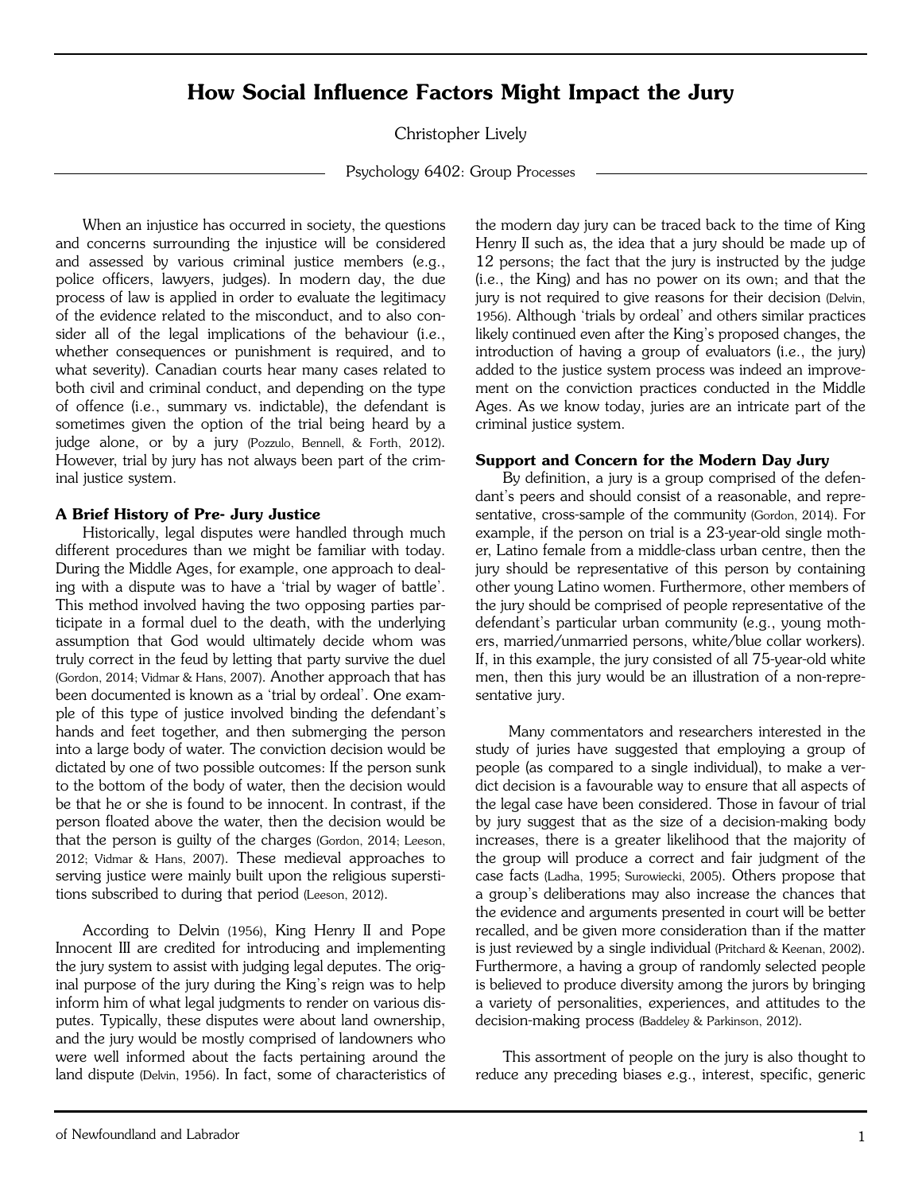# How Social Influence Factors Might Impact the Jury

Christopher Lively

Psychology 6402: Group Processes

When an injustice has occurred in society, the questions and concerns surrounding the injustice will be considered and assessed by various criminal justice members (e.g., police officers, lawyers, judges). In modern day, the due process of law is applied in order to evaluate the legitimacy of the evidence related to the misconduct, and to also consider all of the legal implications of the behaviour (i.e., whether consequences or punishment is required, and to what severity). Canadian courts hear many cases related to both civil and criminal conduct, and depending on the type of offence (i.e., summary vs. indictable), the defendant is sometimes given the option of the trial being heard by a judge alone, or by a jury (Pozzulo, Bennell, & Forth, 2012). However, trial by jury has not always been part of the criminal justice system.

### A Brief History of Pre- Jury Justice

Historically, legal disputes were handled through much different procedures than we might be familiar with today. During the Middle Ages, for example, one approach to dealing with a dispute was to have a 'trial by wager of battle'. This method involved having the two opposing parties participate in a formal duel to the death, with the underlying assumption that God would ultimately decide whom was truly correct in the feud by letting that party survive the duel (Gordon, 2014; Vidmar & Hans, 2007). Another approach that has been documented is known as a 'trial by ordeal'. One example of this type of justice involved binding the defendant's hands and feet together, and then submerging the person into a large body of water. The conviction decision would be dictated by one of two possible outcomes: If the person sunk to the bottom of the body of water, then the decision would be that he or she is found to be innocent. In contrast, if the person floated above the water, then the decision would be that the person is guilty of the charges (Gordon, 2014; Leeson, 2012; Vidmar & Hans, 2007). These medieval approaches to serving justice were mainly built upon the religious superstitions subscribed to during that period (Leeson, 2012).

According to Delvin (1956), King Henry II and Pope Innocent III are credited for introducing and implementing the jury system to assist with judging legal deputes. The original purpose of the jury during the King's reign was to help inform him of what legal judgments to render on various disputes. Typically, these disputes were about land ownership, and the jury would be mostly comprised of landowners who were well informed about the facts pertaining around the land dispute (Delvin, 1956). In fact, some of characteristics of the modern day jury can be traced back to the time of King Henry II such as, the idea that a jury should be made up of 12 persons; the fact that the jury is instructed by the judge (i.e., the King) and has no power on its own; and that the jury is not required to give reasons for their decision (Delvin, 1956). Although 'trials by ordeal' and others similar practices likely continued even after the King's proposed changes, the introduction of having a group of evaluators (i.e., the jury) added to the justice system process was indeed an improvement on the conviction practices conducted in the Middle Ages. As we know today, juries are an intricate part of the criminal justice system.

### Support and Concern for the Modern Day Jury

By definition, a jury is a group comprised of the defendant's peers and should consist of a reasonable, and representative, cross-sample of the community (Gordon, 2014). For example, if the person on trial is a 23-year-old single mother, Latino female from a middle-class urban centre, then the jury should be representative of this person by containing other young Latino women. Furthermore, other members of the jury should be comprised of people representative of the defendant's particular urban community (e.g., young mothers, married/unmarried persons, white/blue collar workers). If, in this example, the jury consisted of all 75-year-old white men, then this jury would be an illustration of a non-representative jury.

Many commentators and researchers interested in the study of juries have suggested that employing a group of people (as compared to a single individual), to make a verdict decision is a favourable way to ensure that all aspects of the legal case have been considered. Those in favour of trial by jury suggest that as the size of a decision-making body increases, there is a greater likelihood that the majority of the group will produce a correct and fair judgment of the case facts (Ladha, 1995; Surowiecki, 2005). Others propose that a group's deliberations may also increase the chances that the evidence and arguments presented in court will be better recalled, and be given more consideration than if the matter is just reviewed by a single individual (Pritchard & Keenan, 2002). Furthermore, a having a group of randomly selected people is believed to produce diversity among the jurors by bringing a variety of personalities, experiences, and attitudes to the decision-making process (Baddeley & Parkinson, 2012).

This assortment of people on the jury is also thought to reduce any preceding biases e.g., interest, specific, generic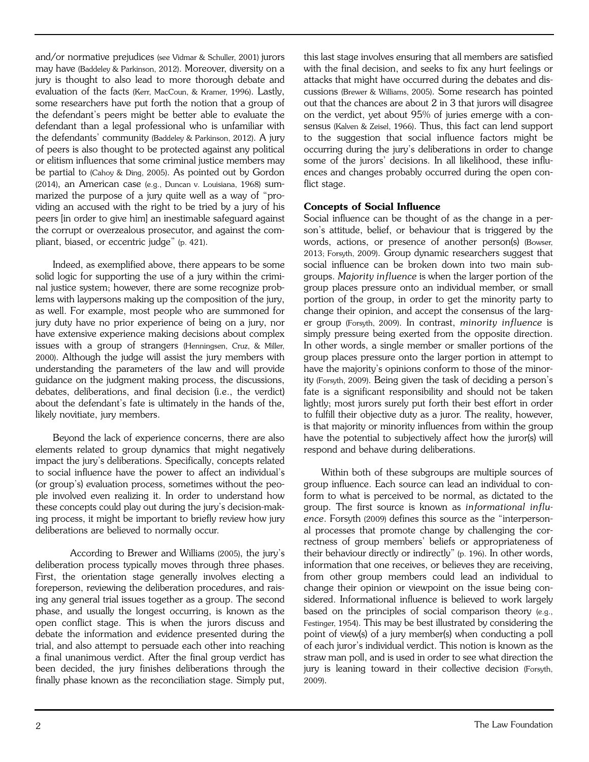and/or normative prejudices (see Vidmar & Schuller, 2001) jurors may have (Baddeley & Parkinson, 2012). Moreover, diversity on a jury is thought to also lead to more thorough debate and evaluation of the facts (Kerr, MacCoun, & Kramer, 1996). Lastly, some researchers have put forth the notion that a group of the defendant's peers might be better able to evaluate the defendant than a legal professional who is unfamiliar with the defendants' community (Baddeley & Parkinson, 2012). A jury of peers is also thought to be protected against any political or elitism influences that some criminal justice members may be partial to (Cahoy & Ding, 2005). As pointed out by Gordon (2014), an American case (e.g., Duncan v. Louisiana, 1968) summarized the purpose of a jury quite well as a way of "providing an accused with the right to be tried by a jury of his peers [in order to give him] an inestimable safeguard against the corrupt or overzealous prosecutor, and against the compliant, biased, or eccentric judge" (p. 421).

Indeed, as exemplified above, there appears to be some solid logic for supporting the use of a jury within the criminal justice system; however, there are some recognize problems with laypersons making up the composition of the jury, as well. For example, most people who are summoned for jury duty have no prior experience of being on a jury, nor have extensive experience making decisions about complex issues with a group of strangers (Henningsen, Cruz, & Miller, 2000). Although the judge will assist the jury members with understanding the parameters of the law and will provide guidance on the judgment making process, the discussions, debates, deliberations, and final decision (i.e., the verdict) about the defendant's fate is ultimately in the hands of the, likely novitiate, jury members.

Beyond the lack of experience concerns, there are also elements related to group dynamics that might negatively impact the jury's deliberations. Specifically, concepts related to social influence have the power to affect an individual's (or group's) evaluation process, sometimes without the people involved even realizing it. In order to understand how these concepts could play out during the jury's decision-making process, it might be important to briefly review how jury deliberations are believed to normally occur.

According to Brewer and Williams (2005), the jury's deliberation process typically moves through three phases. First, the orientation stage generally involves electing a foreperson, reviewing the deliberation procedures, and raising any general trial issues together as a group. The second phase, and usually the longest occurring, is known as the open conflict stage. This is when the jurors discuss and debate the information and evidence presented during the trial, and also attempt to persuade each other into reaching a final unanimous verdict. After the final group verdict has been decided, the jury finishes deliberations through the finally phase known as the reconciliation stage. Simply put, this last stage involves ensuring that all members are satisfied with the final decision, and seeks to fix any hurt feelings or attacks that might have occurred during the debates and discussions (Brewer & Williams, 2005). Some research has pointed out that the chances are about 2 in 3 that jurors will disagree on the verdict, yet about 95% of juries emerge with a consensus (Kalven & Zeisel, 1966). Thus, this fact can lend support to the suggestion that social influence factors might be occurring during the jury's deliberations in order to change some of the jurors' decisions. In all likelihood, these influences and changes probably occurred during the open conflict stage.

**Concepts of Social Influence**

Social influence can be thought of as the change in a person's attitude, belief, or behaviour that is triggered by the words, actions, or presence of another person(s) (Bowser, 2013; Forsyth, 2009). Group dynamic researchers suggest that social influence can be broken down into two main subgroups. *Majority influence* is when the larger portion of the group places pressure onto an individual member, or small portion of the group, in order to get the minority party to change their opinion, and accept the consensus of the larger group (Forsyth, 2009). In contrast, *minority influence* is simply pressure being exerted from the opposite direction. In other words, a single member or smaller portions of the group places pressure onto the larger portion in attempt to have the majority's opinions conform to those of the minority (Forsyth, 2009). Being given the task of deciding a person's fate is a significant responsibility and should not be taken lightly; most jurors surely put forth their best effort in order to fulfill their objective duty as a juror. The reality, however, is that majority or minority influences from within the group have the potential to subjectively affect how the juror(s) will respond and behave during deliberations.

Within both of these subgroups are multiple sources of group influence. Each source can lead an individual to conform to what is perceived to be normal, as dictated to the group. The first source is known as *informational influence*. Forsyth (2009) defines this source as the "interpersonal processes that promote change by challenging the correctness of group members' beliefs or appropriateness of their behaviour directly or indirectly" (p. 196). In other words, information that one receives, or believes they are receiving, from other group members could lead an individual to change their opinion or viewpoint on the issue being considered. Informational influence is believed to work largely based on the principles of social comparison theory (e.g., Festinger, 1954). This may be best illustrated by considering the point of view(s) of a jury member(s) when conducting a poll of each juror's individual verdict. This notion is known as the straw man poll, and is used in order to see what direction the jury is leaning toward in their collective decision (Forsyth, 2009).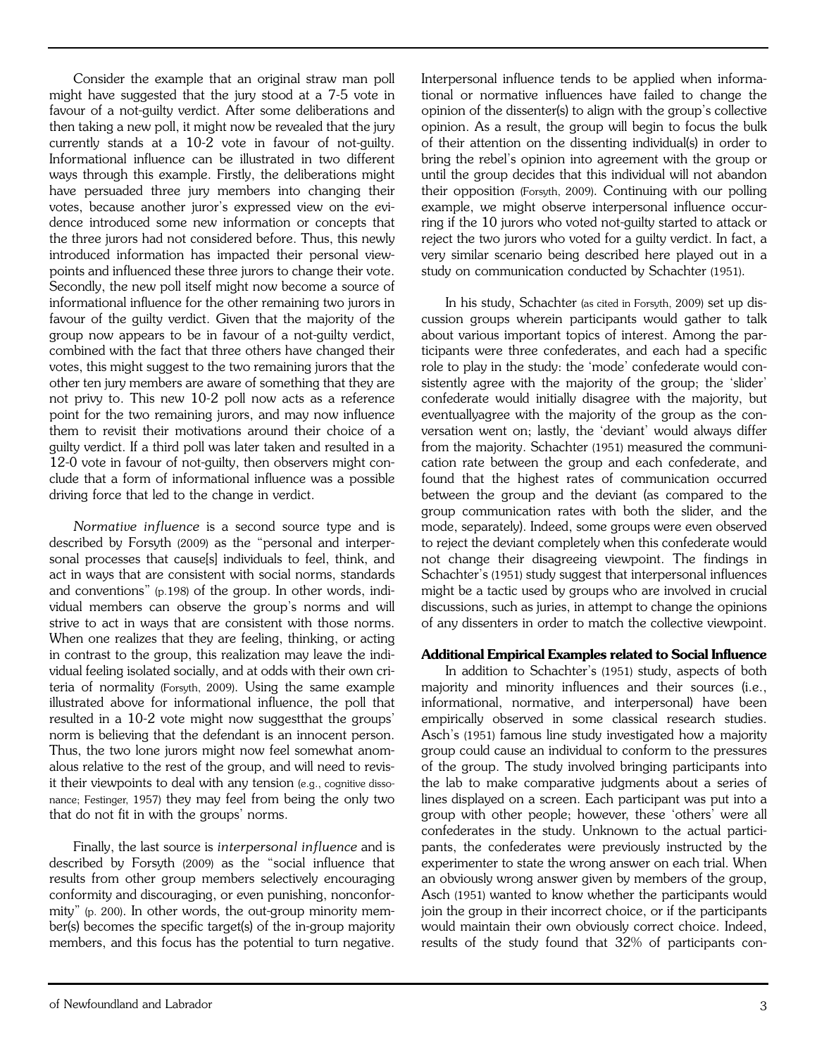Consider the example that an original straw man poll might have suggested that the jury stood at a 7-5 vote in favour of a not-guilty verdict. After some deliberations and then taking a new poll, it might now be revealed that the jury currently stands at a 10-2 vote in favour of not-guilty. Informational influence can be illustrated in two different ways through this example. Firstly, the deliberations might have persuaded three jury members into changing their votes, because another juror's expressed view on the evidence introduced some new information or concepts that the three jurors had not considered before. Thus, this newly introduced information has impacted their personal viewpoints and influenced these three jurors to change their vote. Secondly, the new poll itself might now become a source of informational influence for the other remaining two jurors in favour of the guilty verdict. Given that the majority of the group now appears to be in favour of a not-guilty verdict, combined with the fact that three others have changed their votes, this might suggest to the two remaining jurors that the other ten jury members are aware of something that they are not privy to. This new 10-2 poll now acts as a reference point for the two remaining jurors, and may now influence them to revisit their motivations around their choice of a guilty verdict. If a third poll was later taken and resulted in a 12-0 vote in favour of not-guilty, then observers might conclude that a form of informational influence was a possible driving force that led to the change in verdict.

*Normative influence* is a second source type and is described by Forsyth (2009) as the "personal and interpersonal processes that cause[s] individuals to feel, think, and act in ways that are consistent with social norms, standards and conventions" (p.198) of the group. In other words, individual members can observe the group's norms and will strive to act in ways that are consistent with those norms. When one realizes that they are feeling, thinking, or acting in contrast to the group, this realization may leave the individual feeling isolated socially, and at odds with their own criteria of normality (Forsyth, 2009). Using the same example illustrated above for informational influence, the poll that resulted in a 10-2 vote might now suggestthat the groups' norm is believing that the defendant is an innocent person. Thus, the two lone jurors might now feel somewhat anomalous relative to the rest of the group, and will need to revisit their viewpoints to deal with any tension (e.g., cognitive dissonance; Festinger, 1957) they may feel from being the only two that do not fit in with the groups' norms.

Finally, the last source is *interpersonal influence* and is described by Forsyth (2009) as the "social influence that results from other group members selectively encouraging conformity and discouraging, or even punishing, nonconformity" (p. 200). In other words, the out-group minority member(s) becomes the specific target(s) of the in-group majority members, and this focus has the potential to turn negative. Interpersonal influence tends to be applied when informational or normative influences have failed to change the opinion of the dissenter(s) to align with the group's collective opinion. As a result, the group will begin to focus the bulk of their attention on the dissenting individual(s) in order to bring the rebel's opinion into agreement with the group or until the group decides that this individual will not abandon their opposition (Forsyth, 2009). Continuing with our polling example, we might observe interpersonal influence occurring if the 10 jurors who voted not-guilty started to attack or reject the two jurors who voted for a guilty verdict. In fact, a very similar scenario being described here played out in a study on communication conducted by Schachter (1951).

In his study, Schachter (as cited in Forsyth, 2009) set up discussion groups wherein participants would gather to talk about various important topics of interest. Among the participants were three confederates, and each had a specific role to play in the study: the 'mode' confederate would consistently agree with the majority of the group; the 'slider' confederate would initially disagree with the majority, but eventuallyagree with the majority of the group as the conversation went on; lastly, the 'deviant' would always differ from the majority. Schachter (1951) measured the communication rate between the group and each confederate, and found that the highest rates of communication occurred between the group and the deviant (as compared to the group communication rates with both the slider, and the mode, separately). Indeed, some groups were even observed to reject the deviant completely when this confederate would not change their disagreeing viewpoint. The findings in Schachter's (1951) study suggest that interpersonal influences might be a tactic used by groups who are involved in crucial discussions, such as juries, in attempt to change the opinions of any dissenters in order to match the collective viewpoint.

**Additional Empirical Examples related to Social Influence**

In addition to Schachter's (1951) study, aspects of both majority and minority influences and their sources (i.e., informational, normative, and interpersonal) have been empirically observed in some classical research studies. Asch's (1951) famous line study investigated how a majority group could cause an individual to conform to the pressures of the group. The study involved bringing participants into the lab to make comparative judgments about a series of lines displayed on a screen. Each participant was put into a group with other people; however, these 'others' were all confederates in the study. Unknown to the actual participants, the confederates were previously instructed by the experimenter to state the wrong answer on each trial. When an obviously wrong answer given by members of the group, Asch (1951) wanted to know whether the participants would join the group in their incorrect choice, or if the participants would maintain their own obviously correct choice. Indeed, results of the study found that 32% of participants con-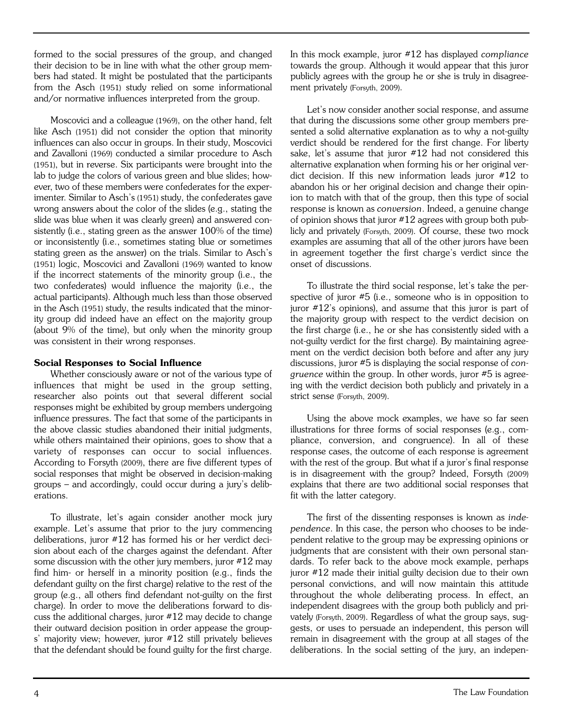formed to the social pressures of the group, and changed their decision to be in line with what the other group members had stated. It might be postulated that the participants from the Asch (1951) study relied on some informational and/or normative influences interpreted from the group.

Moscovici and a colleague (1969), on the other hand, felt like Asch (1951) did not consider the option that minority influences can also occur in groups. In their study, Moscovici and Zavalloni (1969) conducted a similar procedure to Asch (1951), but in reverse. Six participants were brought into the lab to judge the colors of various green and blue slides; however, two of these members were confederates for the experimenter. Similar to Asch's (1951) study, the confederates gave wrong answers about the color of the slides (e.g., stating the slide was blue when it was clearly green) and answered consistently (i.e., stating green as the answer 100% of the time) or inconsistently (i.e., sometimes stating blue or sometimes stating green as the answer) on the trials. Similar to Asch's (1951) logic, Moscovici and Zavalloni (1969) wanted to know if the incorrect statements of the minority group (i.e., the two confederates) would influence the majority (i.e., the actual participants). Although much less than those observed in the Asch (1951) study, the results indicated that the minority group did indeed have an effect on the majority group (about 9% of the time), but only when the minority group was consistent in their wrong responses.

### Social Responses to Social Influence

Whether consciously aware or not of the various type of influences that might be used in the group setting, researcher also points out that several different social responses might be exhibited by group members undergoing influence pressures. The fact that some of the participants in the above classic studies abandoned their initial judgments, while others maintained their opinions, goes to show that a variety of responses can occur to social influences. According to Forsyth (2009), there are five different types of social responses that might be observed in decision-making groups – and accordingly, could occur during a jury's deliberations.

To illustrate, let's again consider another mock jury example. Let's assume that prior to the jury commencing deliberations, juror #12 has formed his or her verdict decision about each of the charges against the defendant. After some discussion with the other jury members, juror #12 may find him- or herself in a minority position (e.g., finds the defendant guilty on the first charge) relative to the rest of the group (e.g., all others find defendant not-guilty on the first charge). In order to move the deliberations forward to discuss the additional charges, juror #12 may decide to change their outward decision position in order appease the groups' majority view; however, juror #12 still privately believes that the defendant should be found guilty for the first charge. In this mock example, juror #12 has displayed *compliance* towards the group. Although it would appear that this juror publicly agrees with the group he or she is truly in disagreement privately (Forsyth, 2009).

Let's now consider another social response, and assume that during the discussions some other group members presented a solid alternative explanation as to why a not-guilty verdict should be rendered for the first change. For liberty sake, let's assume that juror #12 had not considered this alternative explanation when forming his or her original verdict decision. If this new information leads juror #12 to abandon his or her original decision and change their opinion to match with that of the group, then this type of social response is known as *conversion*. Indeed, a genuine change of opinion shows that juror #12 agrees with group both publicly and privately (Forsyth, 2009). Of course, these two mock examples are assuming that all of the other jurors have been in agreement together the first charge's verdict since the onset of discussions.

To illustrate the third social response, let's take the perspective of juror #5 (i.e., someone who is in opposition to juror #12's opinions), and assume that this juror is part of the majority group with respect to the verdict decision on the first charge (i.e., he or she has consistently sided with a not-guilty verdict for the first charge). By maintaining agreement on the verdict decision both before and after any jury discussions, juror #5 is displaying the social response of *congruence* within the group. In other words, juror #5 is agreeing with the verdict decision both publicly and privately in a strict sense (Forsyth, 2009).

Using the above mock examples, we have so far seen illustrations for three forms of social responses (e.g., compliance, conversion, and congruence). In all of these response cases, the outcome of each response is agreement with the rest of the group. But what if a juror's final response is in disagreement with the group? Indeed, Forsyth (2009) explains that there are two additional social responses that fit with the latter category.

The first of the dissenting responses is known as *independence*. In this case, the person who chooses to be independent relative to the group may be expressing opinions or judgments that are consistent with their own personal standards. To refer back to the above mock example, perhaps juror #12 made their initial guilty decision due to their own personal convictions, and will now maintain this attitude throughout the whole deliberating process. In effect, an independent disagrees with the group both publicly and privately (Forsyth, 2009). Regardless of what the group says, suggests, or uses to persuade an independent, this person will remain in disagreement with the group at all stages of the deliberations. In the social setting of the jury, an indepen-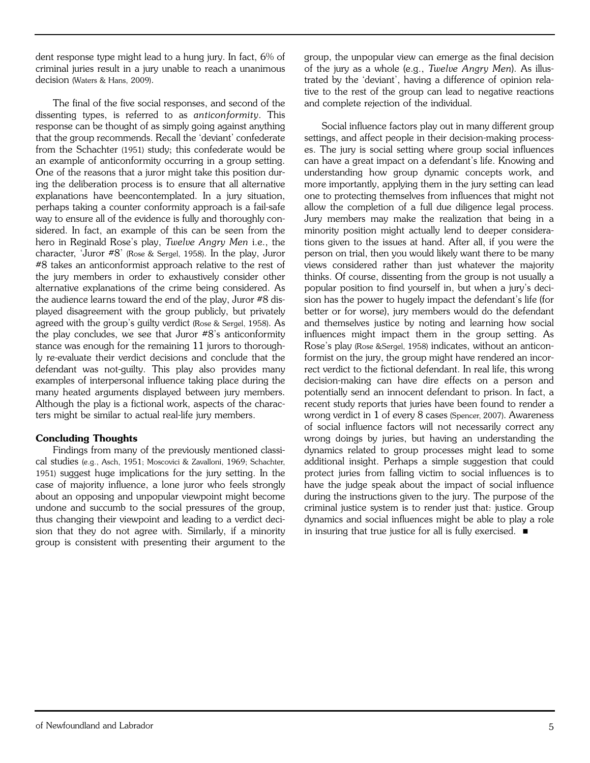dent response type might lead to a hung jury. In fact, 6% of criminal juries result in a jury unable to reach a unanimous decision (Waters & Hans, 2009).

The final of the five social responses, and second of the dissenting types, is referred to as *anticonformity*. This response can be thought of as simply going against anything that the group recommends. Recall the 'deviant' confederate from the Schachter (1951) study; this confederate would be an example of anticonformity occurring in a group setting. One of the reasons that a juror might take this position during the deliberation process is to ensure that all alternative explanations have beencontemplated. In a jury situation, perhaps taking a counter conformity approach is a fail-safe way to ensure all of the evidence is fully and thoroughly considered. In fact, an example of this can be seen from the hero in Reginald Rose's play, *Twelve Angry Men* i.e., the character, 'Juror #8' (Rose & Sergel, 1958). In the play, Juror #8 takes an anticonformist approach relative to the rest of the jury members in order to exhaustively consider other alternative explanations of the crime being considered. As the audience learns toward the end of the play, Juror #8 displayed disagreement with the group publicly, but privately agreed with the group's guilty verdict (Rose & Sergel, 1958). As the play concludes, we see that Juror #8's anticonformity stance was enough for the remaining 11 jurors to thoroughly re-evaluate their verdict decisions and conclude that the defendant was not-guilty. This play also provides many examples of interpersonal influence taking place during the many heated arguments displayed between jury members. Although the play is a fictional work, aspects of the characters might be similar to actual real-life jury members.

### Concluding Thoughts

Findings from many of the previously mentioned classical studies (e.g., Asch, 1951; Moscovici & Zavalloni, 1969; Schachter, 1951) suggest huge implications for the jury setting. In the case of majority influence, a lone juror who feels strongly about an opposing and unpopular viewpoint might become undone and succumb to the social pressures of the group, thus changing their viewpoint and leading to a verdict decision that they do not agree with. Similarly, if a minority group is consistent with presenting their argument to the group, the unpopular view can emerge as the final decision of the jury as a whole (e.g., *Twelve Angry Men*). As illustrated by the 'deviant', having a difference of opinion relative to the rest of the group can lead to negative reactions and complete rejection of the individual.

Social influence factors play out in many different group settings, and affect people in their decision-making processes. The jury is social setting where group social influences can have a great impact on a defendant's life. Knowing and understanding how group dynamic concepts work, and more importantly, applying them in the jury setting can lead one to protecting themselves from influences that might not allow the completion of a full due diligence legal process. Jury members may make the realization that being in a minority position might actually lend to deeper considerations given to the issues at hand. After all, if you were the person on trial, then you would likely want there to be many views considered rather than just whatever the majority thinks. Of course, dissenting from the group is not usually a popular position to find yourself in, but when a jury's decision has the power to hugely impact the defendant's life (for better or for worse), jury members would do the defendant and themselves justice by noting and learning how social influences might impact them in the group setting. As Rose's play (Rose &Sergel, 1958) indicates, without an anticonformist on the jury, the group might have rendered an incorrect verdict to the fictional defendant. In real life, this wrong decision-making can have dire effects on a person and potentially send an innocent defendant to prison. In fact, a recent study reports that juries have been found to render a wrong verdict in 1 of every 8 cases (Spencer, 2007). Awareness of social influence factors will not necessarily correct any wrong doings by juries, but having an understanding the dynamics related to group processes might lead to some additional insight. Perhaps a simple suggestion that could protect juries from falling victim to social influences is to have the judge speak about the impact of social influence during the instructions given to the jury. The purpose of the criminal justice system is to render just that: justice. Group dynamics and social influences might be able to play a role in insuring that true justice for all is fully exercised. ■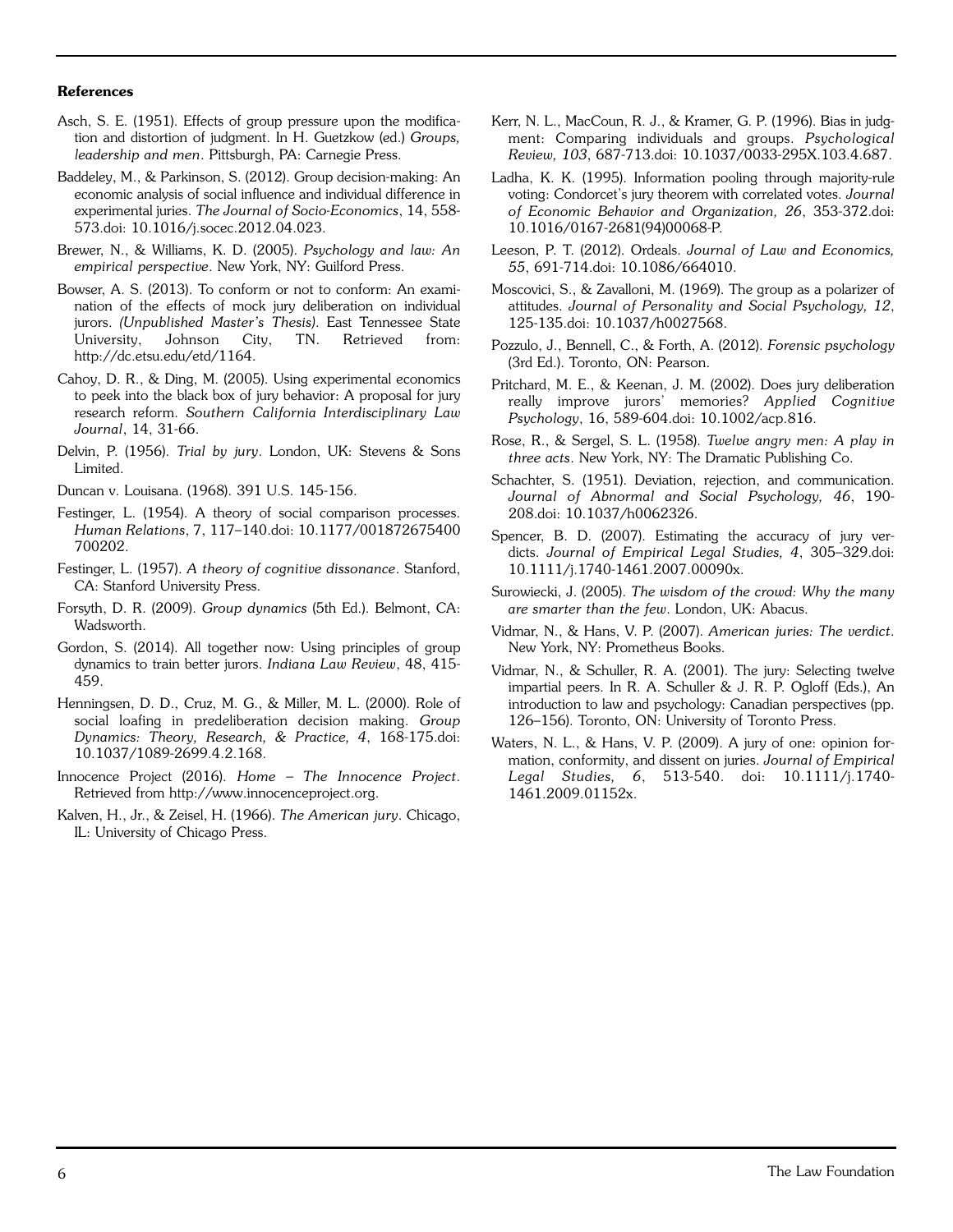**References**

Asch, S. E. (1951). Effects of group pressure upon the modification and distortion of judgment. In H. Guetzkow (ed.) *Groups, leadership and men*. Pittsburgh, PA: Carnegie Press.

Baddeley, M., & Parkinson, S. (2012). Group decision-making: An economic analysis of social influence and individual difference in experimental juries. *The Journal of Socio-Economics*, 14, 558-573.doi: 10.1016/j.socec.2012.04.023.

Brewer, N., & Williams, K. D. (2005). *Psychology and law: An empirical perspective*. New York, NY: Guilford Press.

Bowser, A. S. (2013). To conform or not to conform: An examination of the effects of mock jury deliberation on individual jurors. *(Unpublished Master's Thesis)*. East Tennessee State University, Johnson City, TN. Retrieved from: http://dc.etsu.edu/etd/1164.

Cahoy, D. R., & Ding, M. (2005). Using experimental economics to peek into the black box of jury behavior: A proposal for jury research reform. *Southern California Interdisciplinary Law Journal*, 14, 31-66.

Delvin, P. (1956). *Trial by jury*. London, UK: Stevens & Sons Limited.

Duncan v. Louisana. (1968). 391 U.S. 145-156.

Festinger, L. (1954). A theory of social comparison processes. *Human Relations*, 7, 117–140.doi: 10.1177/001872675400700202.

Festinger, L. (1957). *A theory of cognitive dissonance*. Stanford, CA: Stanford University Press.

Forsyth, D. R. (2009). *Group dynamics* (5th Ed.). Belmont, CA: Wadsworth.

Gordon, S. (2014). All together now: Using principles of group dynamics to train better jurors. *Indiana Law Review*, 48, 415-459.

Henningsen, D. D., Cruz, M. G., & Miller, M. L. (2000). Role of social loafing in predeliberation decision making. *Group Dynamics: Theory, Research, & Practice, 4*, 168-175.doi: 10.1037/1089-2699.4.2.168.

Innocence Project (2016). *Home – The Innocence Project*. Retrieved from http://www.innocenceproject.org.

Kalven, H., Jr., & Zeisel, H. (1966). *The American jury*. Chicago, IL: University of Chicago Press.

Kerr, N. L., MacCoun, R. J., & Kramer, G. P. (1996). Bias in judgment: Comparing individuals and groups. *Psychological Review, 103*, 687-713.doi: 10.1037/0033-295X.103.4.687.

Ladha, K. K. (1995). Information pooling through majority-rule voting: Condorcet's jury theorem with correlated votes. *Journal of Economic Behavior and Organization, 26*, 353-372.doi: 10.1016/0167-2681(94)00068-P.

Leeson, P. T. (2012). Ordeals. *Journal of Law and Economics, 55*, 691-714.doi: 10.1086/664010.

Moscovici, S., & Zavalloni, M. (1969). The group as a polarizer of attitudes. *Journal of Personality and Social Psychology, 12*, 125-135.doi: 10.1037/h0027568.

Pozzulo, J., Bennell, C., & Forth, A. (2012). *Forensic psychology* (3rd Ed.). Toronto, ON: Pearson.

Pritchard, M. E., & Keenan, J. M. (2002). Does jury deliberation really improve jurors' memories? *Applied Cognitive Psychology*, 16, 589-604.doi: 10.1002/acp.816.

Rose, R., & Sergel, S. L. (1958). *Twelve angry men: A play in three acts*. New York, NY: The Dramatic Publishing Co.

Schachter, S. (1951). Deviation, rejection, and communication. *Journal of Abnormal and Social Psychology, 46*, 190-208.doi: 10.1037/h0062326.

Spencer, B. D. (2007). Estimating the accuracy of jury verdicts. *Journal of Empirical Legal Studies, 4*, 305–329.doi: 10.1111/j.1740-1461.2007.00090x.

Surowiecki, J. (2005). *The wisdom of the crowd: Why the many are smarter than the few*. London, UK: Abacus.

Vidmar, N., & Hans, V. P. (2007). *American juries: The verdict*. New York, NY: Prometheus Books.

Vidmar, N., & Schuller, R. A. (2001). The jury: Selecting twelve impartial peers. In R. A. Schuller & J. R. P. Ogloff (Eds.), An introduction to law and psychology: Canadian perspectives (pp. 126–156). Toronto, ON: University of Toronto Press.

Waters, N. L., & Hans, V. P. (2009). A jury of one: opinion formation, conformity, and dissent on juries. *Journal of Empirical Legal Studies, 6*, 513-540. doi: 10.1111/j.1740-1461.2009.01152x.